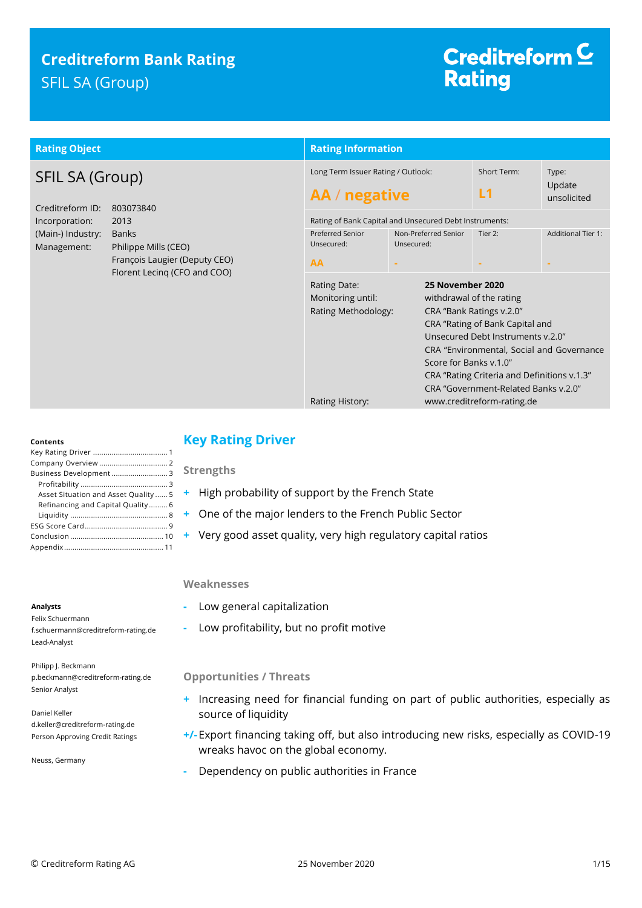# Creditreform Bank Rating

SFIL SA (Group)

Creditreform Rating

## Rating Object

**SFIL SA (Group)**

| | |
|---|---|
| Creditreform ID: | 803073840 |
| Incorporation: | 2013 |
| (Main-) Industry: | Banks |
| Management: | Philippe Mills (CEO)<br>François Laugier (Deputy CEO)<br>Florent Lecinq (CFO and COO) |

## Rating Information

| Long Term Issuer Rating / Outlook: | | Short Term: | Type: |
|---|---|---|---|
| **AA / negative** | | **L1** | Update unsolicited |

Rating of Bank Capital and Unsecured Debt Instruments:

| Preferred Senior Unsecured: | Non-Preferred Senior Unsecured: | Tier 2: | Additional Tier 1: |
|---|---|---|---|
| **AA** | - | - | - |

| | |
|---|---|
| Rating Date: | **25 November 2020** |
| Monitoring until: | withdrawal of the rating |
| Rating Methodology: | CRA "Bank Ratings v.2.0"<br>CRA "Rating of Bank Capital and Unsecured Debt Instruments v.2.0"<br>CRA "Environmental, Social and Governance Score for Banks v.1.0"<br>CRA "Rating Criteria and Definitions v.1.3"<br>CRA "Government-Related Banks v.2.0" |
| Rating History: | www.creditreform-rating.de |

**Contents**

Key Rating Driver ..... 1
Company Overview ..... 2
Business Development ..... 3
Profitability ..... 3
Asset Situation and Asset Quality ..... 5
Refinancing and Capital Quality ..... 6
Liquidity ..... 8
ESG Score Card ..... 9
Conclusion ..... 10
Appendix ..... 11

**Analysts**

Felix Schuermann
f.schuermann@creditreform-rating.de
Lead-Analyst

Philipp J. Beckmann
p.beckmann@creditreform-rating.de
Senior Analyst

Daniel Keller
d.keller@creditreform-rating.de
Person Approving Credit Ratings

Neuss, Germany

## Key Rating Driver

### Strengths

+ High probability of support by the French State
+ One of the major lenders to the French Public Sector
+ Very good asset quality, very high regulatory capital ratios

### Weaknesses

- Low general capitalization
- Low profitability, but no profit motive

### Opportunities / Threats

+ Increasing need for financial funding on part of public authorities, especially as source of liquidity

+/- Export financing taking off, but also introducing new risks, especially as COVID-19 wreaks havoc on the global economy.

- Dependency on public authorities in France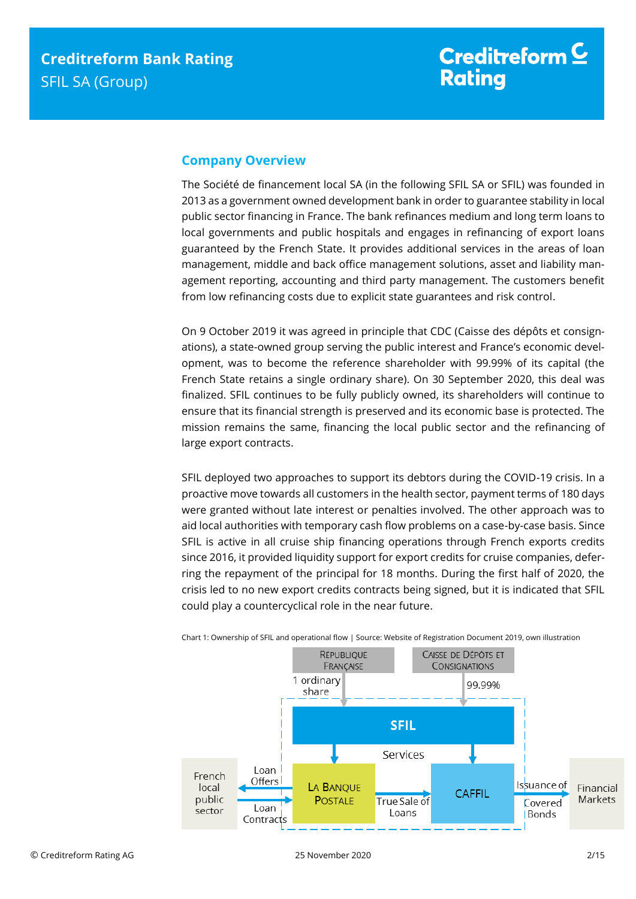## Company Overview

The Société de financement local SA (in the following SFIL SA or SFIL) was founded in 2013 as a government owned development bank in order to guarantee stability in local public sector financing in France. The bank refinances medium and long term loans to local governments and public hospitals and engages in refinancing of export loans guaranteed by the French State. It provides additional services in the areas of loan management, middle and back office management solutions, asset and liability management reporting, accounting and third party management. The customers benefit from low refinancing costs due to explicit state guarantees and risk control.

On 9 October 2019 it was agreed in principle that CDC (Caisse des dépôts et consignations), a state-owned group serving the public interest and France's economic development, was to become the reference shareholder with 99.99% of its capital (the French State retains a single ordinary share). On 30 September 2020, this deal was finalized. SFIL continues to be fully publicly owned, its shareholders will continue to ensure that its financial strength is preserved and its economic base is protected. The mission remains the same, financing the local public sector and the refinancing of large export contracts.

SFIL deployed two approaches to support its debtors during the COVID-19 crisis. In a proactive move towards all customers in the health sector, payment terms of 180 days were granted without late interest or penalties involved. The other approach was to aid local authorities with temporary cash flow problems on a case-by-case basis. Since SFIL is active in all cruise ship financing operations through French exports credits since 2016, it provided liquidity support for export credits for cruise companies, deferring the repayment of the principal for 18 months. During the first half of 2020, the crisis led to no new export credits contracts being signed, but it is indicated that SFIL could play a countercyclical role in the near future.

Chart 1: Ownership of SFIL and operational flow | Source: Website of Registration Document 2019, own illustration

République Française — 1 ordinary share → SFIL
Caisse de Dépôts et Consignations — 99.99% → SFIL
SFIL — Services → La Banque Postale, CAFFIL
La Banque Postale — Loan Offers → French local public sector
French local public sector — Loan Contracts → La Banque Postale
La Banque Postale — True Sale of Loans → CAFFIL
CAFFIL — Issuance of Covered Bonds → Financial Markets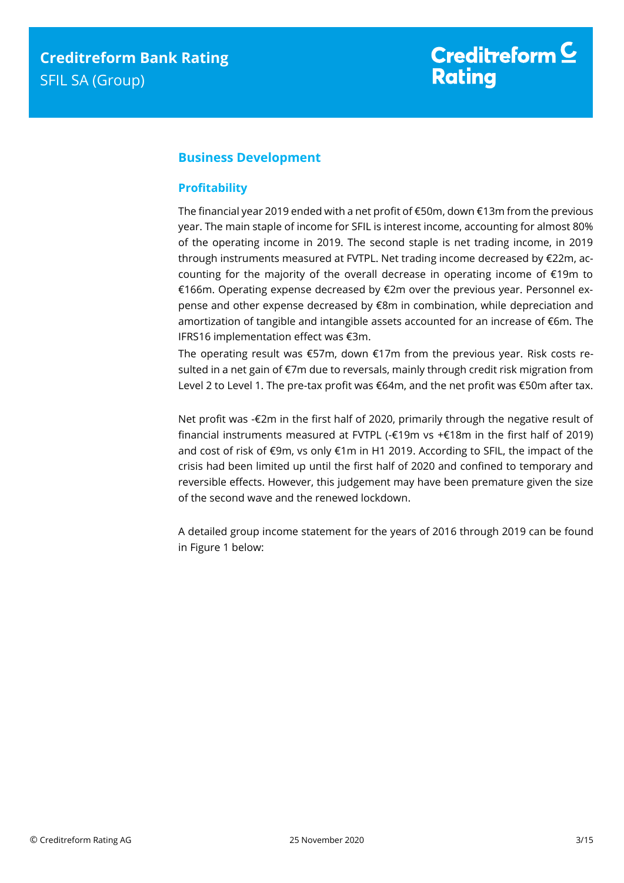## Business Development

### Profitability

The financial year 2019 ended with a net profit of €50m, down €13m from the previous year. The main staple of income for SFIL is interest income, accounting for almost 80% of the operating income in 2019. The second staple is net trading income, in 2019 through instruments measured at FVTPL. Net trading income decreased by €22m, accounting for the majority of the overall decrease in operating income of €19m to €166m. Operating expense decreased by €2m over the previous year. Personnel expense and other expense decreased by €8m in combination, while depreciation and amortization of tangible and intangible assets accounted for an increase of €6m. The IFRS16 implementation effect was €3m.

The operating result was €57m, down €17m from the previous year. Risk costs resulted in a net gain of €7m due to reversals, mainly through credit risk migration from Level 2 to Level 1. The pre-tax profit was €64m, and the net profit was €50m after tax.

Net profit was -€2m in the first half of 2020, primarily through the negative result of financial instruments measured at FVTPL (-€19m vs +€18m in the first half of 2019) and cost of risk of €9m, vs only €1m in H1 2019. According to SFIL, the impact of the crisis had been limited up until the first half of 2020 and confined to temporary and reversible effects. However, this judgement may have been premature given the size of the second wave and the renewed lockdown.

A detailed group income statement for the years of 2016 through 2019 can be found in Figure 1 below: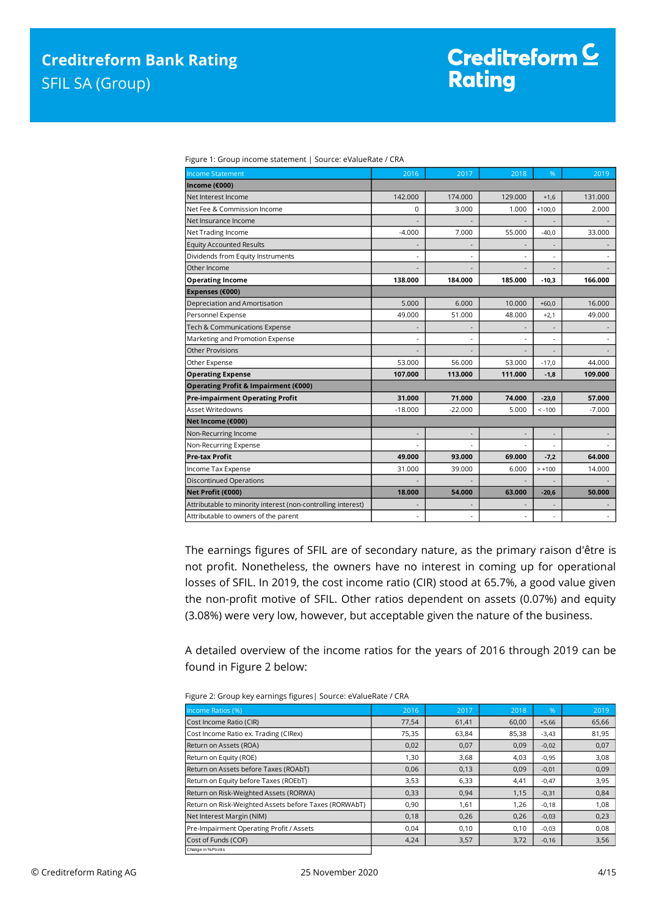Figure 1: Group income statement | Source: eValueRate / CRA

| Income Statement | 2016 | 2017 | 2018 | % | 2019 |
|---|---|---|---|---|---|
| **Income (€000)** | | | | | |
| Net Interest Income | 142.000 | 174.000 | 129.000 | +1,6 | 131.000 |
| Net Fee & Commission Income | 0 | 3.000 | 1.000 | +100,0 | 2.000 |
| Net Insurance Income | - | - | - | - | - |
| Net Trading Income | -4.000 | 7.000 | 55.000 | -40,0 | 33.000 |
| Equity Accounted Results | - | - | - | - | - |
| Dividends from Equity Instruments | - | - | - | - | - |
| Other Income | - | - | - | - | - |
| **Operating Income** | **138.000** | **184.000** | **185.000** | **-10,3** | **166.000** |
| **Expenses (€000)** | | | | | |
| Depreciation and Amortisation | 5.000 | 6.000 | 10.000 | +60,0 | 16.000 |
| Personnel Expense | 49.000 | 51.000 | 48.000 | +2,1 | 49.000 |
| Tech & Communications Expense | - | - | - | - | - |
| Marketing and Promotion Expense | - | - | - | - | - |
| Other Provisions | - | - | - | - | - |
| Other Expense | 53.000 | 56.000 | 53.000 | -17,0 | 44.000 |
| **Operating Expense** | **107.000** | **113.000** | **111.000** | **-1,8** | **109.000** |
| **Operating Profit & Impairment (€000)** | | | | | |
| **Pre-impairment Operating Profit** | **31.000** | **71.000** | **74.000** | **-23,0** | **57.000** |
| Asset Writedowns | -18.000 | -22.000 | 5.000 | < -100 | -7.000 |
| **Net Income (€000)** | | | | | |
| Non-Recurring Income | - | - | - | - | - |
| Non-Recurring Expense | - | - | - | - | - |
| **Pre-tax Profit** | **49.000** | **93.000** | **69.000** | **-7,2** | **64.000** |
| Income Tax Expense | 31.000 | 39.000 | 6.000 | > +100 | 14.000 |
| Discontinued Operations | - | - | - | - | - |
| **Net Profit (€000)** | **18.000** | **54.000** | **63.000** | **-20,6** | **50.000** |
| Attributable to minority interest (non-controlling interest) | - | - | - | - | - |
| Attributable to owners of the parent | - | - | - | - | - |

The earnings figures of SFIL are of secondary nature, as the primary raison d'être is not profit. Nonetheless, the owners have no interest in coming up for operational losses of SFIL. In 2019, the cost income ratio (CIR) stood at 65.7%, a good value given the non-profit motive of SFIL. Other ratios dependent on assets (0.07%) and equity (3.08%) were very low, however, but acceptable given the nature of the business.

A detailed overview of the income ratios for the years of 2016 through 2019 can be found in Figure 2 below:

Figure 2: Group key earnings figures| Source: eValueRate / CRA

| Income Ratios (%) | 2016 | 2017 | 2018 | % | 2019 |
|---|---|---|---|---|---|
| Cost Income Ratio (CIR) | 77,54 | 61,41 | 60,00 | +5,66 | 65,66 |
| Cost Income Ratio ex. Trading (CIRex) | 75,35 | 63,84 | 85,38 | -3,43 | 81,95 |
| Return on Assets (ROA) | 0,02 | 0,07 | 0,09 | -0,02 | 0,07 |
| Return on Equity (ROE) | 1,30 | 3,68 | 4,03 | -0,95 | 3,08 |
| Return on Assets before Taxes (ROAbT) | 0,06 | 0,13 | 0,09 | -0,01 | 0,09 |
| Return on Equity before Taxes (ROEbT) | 3,53 | 6,33 | 4,41 | -0,47 | 3,95 |
| Return on Risk-Weighted Assets (RORWA) | 0,33 | 0,94 | 1,15 | -0,31 | 0,84 |
| Return on Risk-Weighted Assets before Taxes (RORWAbT) | 0,90 | 1,61 | 1,26 | -0,18 | 1,08 |
| Net Interest Margin (NIM) | 0,18 | 0,26 | 0,26 | -0,03 | 0,23 |
| Pre-Impairment Operating Profit / Assets | 0,04 | 0,10 | 0,10 | -0,03 | 0,08 |
| Cost of Funds (COF) | 4,24 | 3,57 | 3,72 | -0,16 | 3,56 |

Change in %Points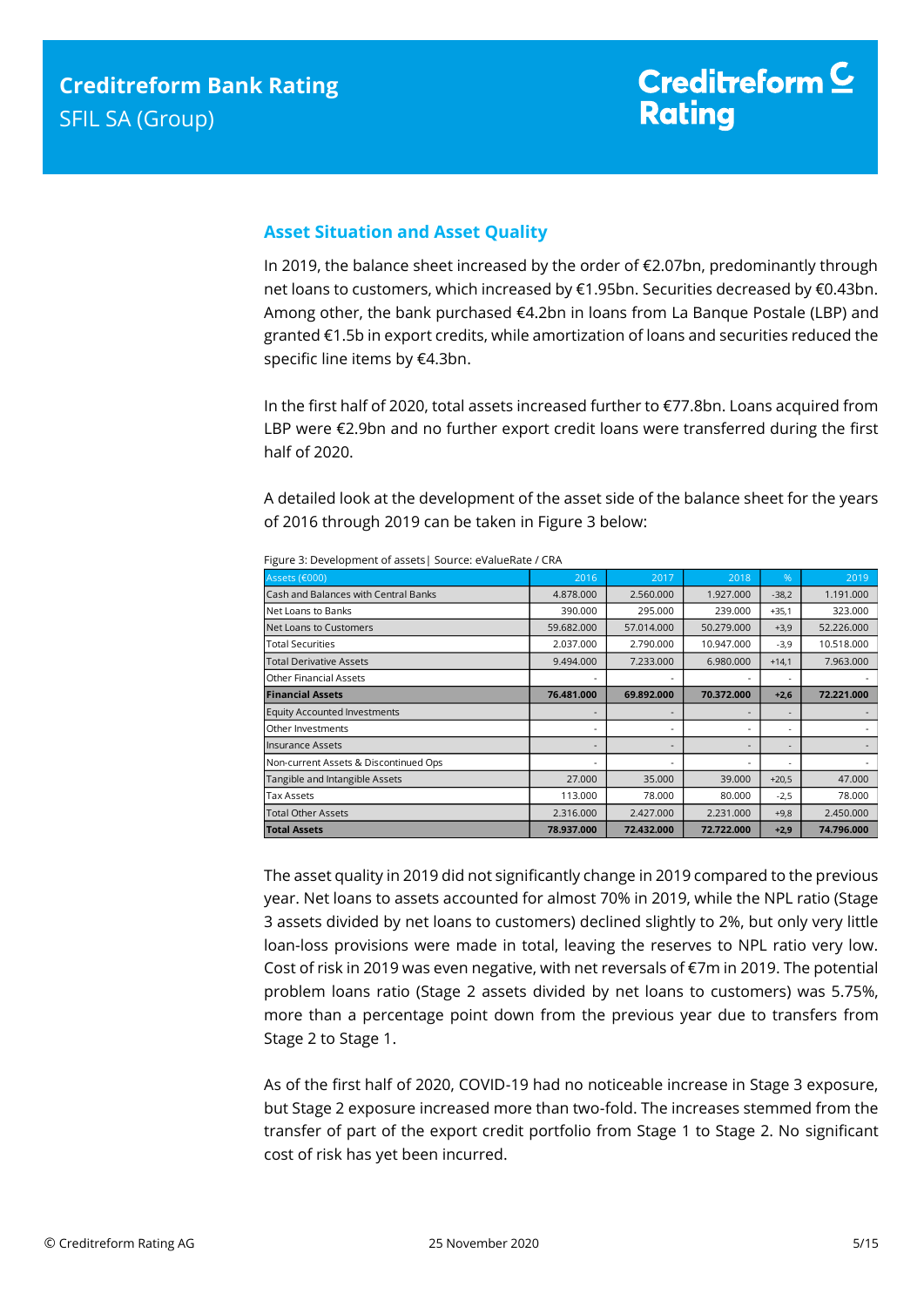## Asset Situation and Asset Quality

In 2019, the balance sheet increased by the order of €2.07bn, predominantly through net loans to customers, which increased by €1.95bn. Securities decreased by €0.43bn. Among other, the bank purchased €4.2bn in loans from La Banque Postale (LBP) and granted €1.5b in export credits, while amortization of loans and securities reduced the specific line items by €4.3bn.

In the first half of 2020, total assets increased further to €77.8bn. Loans acquired from LBP were €2.9bn and no further export credit loans were transferred during the first half of 2020.

A detailed look at the development of the asset side of the balance sheet for the years of 2016 through 2019 can be taken in Figure 3 below:

Figure 3: Development of assets| Source: eValueRate / CRA

| Assets (€000) | 2016 | 2017 | 2018 | % | 2019 |
|---|---|---|---|---|---|
| Cash and Balances with Central Banks | 4.878.000 | 2.560.000 | 1.927.000 | -38,2 | 1.191.000 |
| Net Loans to Banks | 390.000 | 295.000 | 239.000 | +35,1 | 323.000 |
| Net Loans to Customers | 59.682.000 | 57.014.000 | 50.279.000 | +3,9 | 52.226.000 |
| Total Securities | 2.037.000 | 2.790.000 | 10.947.000 | -3,9 | 10.518.000 |
| Total Derivative Assets | 9.494.000 | 7.233.000 | 6.980.000 | +14,1 | 7.963.000 |
| Other Financial Assets | - | - | - | - | - |
| **Financial Assets** | **76.481.000** | **69.892.000** | **70.372.000** | **+2,6** | **72.221.000** |
| Equity Accounted Investments | - | - | - | - | - |
| Other Investments | - | - | - | - | - |
| Insurance Assets | - | - | - | - | - |
| Non-current Assets & Discontinued Ops | - | - | - | - | - |
| Tangible and Intangible Assets | 27.000 | 35.000 | 39.000 | +20,5 | 47.000 |
| Tax Assets | 113.000 | 78.000 | 80.000 | -2,5 | 78.000 |
| Total Other Assets | 2.316.000 | 2.427.000 | 2.231.000 | +9,8 | 2.450.000 |
| **Total Assets** | **78.937.000** | **72.432.000** | **72.722.000** | **+2,9** | **74.796.000** |

The asset quality in 2019 did not significantly change in 2019 compared to the previous year. Net loans to assets accounted for almost 70% in 2019, while the NPL ratio (Stage 3 assets divided by net loans to customers) declined slightly to 2%, but only very little loan-loss provisions were made in total, leaving the reserves to NPL ratio very low. Cost of risk in 2019 was even negative, with net reversals of €7m in 2019. The potential problem loans ratio (Stage 2 assets divided by net loans to customers) was 5.75%, more than a percentage point down from the previous year due to transfers from Stage 2 to Stage 1.

As of the first half of 2020, COVID-19 had no noticeable increase in Stage 3 exposure, but Stage 2 exposure increased more than two-fold. The increases stemmed from the transfer of part of the export credit portfolio from Stage 1 to Stage 2. No significant cost of risk has yet been incurred.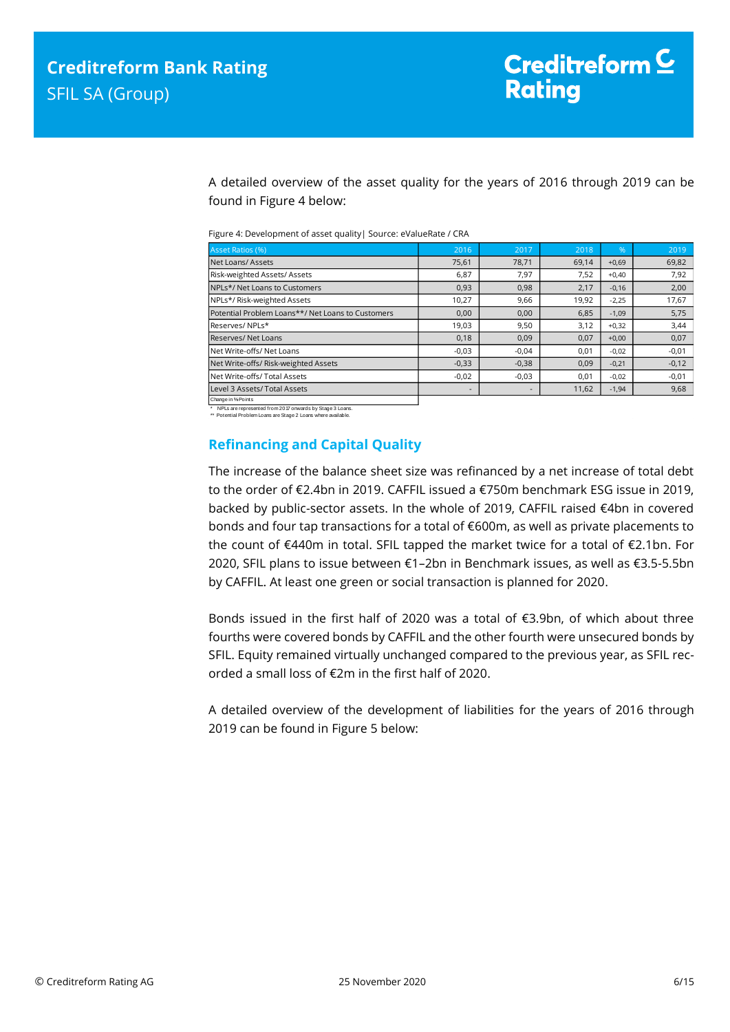A detailed overview of the asset quality for the years of 2016 through 2019 can be found in Figure 4 below:

Figure 4: Development of asset quality| Source: eValueRate / CRA

| Asset Ratios (%) | 2016 | 2017 | 2018 | % | 2019 |
|---|---|---|---|---|---|
| Net Loans/ Assets | 75,61 | 78,71 | 69,14 | +0,69 | 69,82 |
| Risk-weighted Assets/ Assets | 6,87 | 7,97 | 7,52 | +0,40 | 7,92 |
| NPLs*/ Net Loans to Customers | 0,93 | 0,98 | 2,17 | -0,16 | 2,00 |
| NPLs*/ Risk-weighted Assets | 10,27 | 9,66 | 19,92 | -2,25 | 17,67 |
| Potential Problem Loans**/ Net Loans to Customers | 0,00 | 0,00 | 6,85 | -1,09 | 5,75 |
| Reserves/ NPLs* | 19,03 | 9,50 | 3,12 | +0,32 | 3,44 |
| Reserves/ Net Loans | 0,18 | 0,09 | 0,07 | +0,00 | 0,07 |
| Net Write-offs/ Net Loans | -0,03 | -0,04 | 0,01 | -0,02 | -0,01 |
| Net Write-offs/ Risk-weighted Assets | -0,33 | -0,38 | 0,09 | -0,21 | -0,12 |
| Net Write-offs/ Total Assets | -0,02 | -0,03 | 0,01 | -0,02 | -0,01 |
| Level 3 Assets/ Total Assets | - | - | 11,62 | -1,94 | 9,68 |

Change in %Points

\* NPLs are represented from 2017 onwards by Stage 3 Loans.
\*\* Potential Problem Loans are Stage 2 Loans where available.

## Refinancing and Capital Quality

The increase of the balance sheet size was refinanced by a net increase of total debt to the order of €2.4bn in 2019. CAFFIL issued a €750m benchmark ESG issue in 2019, backed by public-sector assets. In the whole of 2019, CAFFIL raised €4bn in covered bonds and four tap transactions for a total of €600m, as well as private placements to the count of €440m in total. SFIL tapped the market twice for a total of €2.1bn. For 2020, SFIL plans to issue between €1–2bn in Benchmark issues, as well as €3.5-5.5bn by CAFFIL. At least one green or social transaction is planned for 2020.

Bonds issued in the first half of 2020 was a total of €3.9bn, of which about three fourths were covered bonds by CAFFIL and the other fourth were unsecured bonds by SFIL. Equity remained virtually unchanged compared to the previous year, as SFIL recorded a small loss of €2m in the first half of 2020.

A detailed overview of the development of liabilities for the years of 2016 through 2019 can be found in Figure 5 below: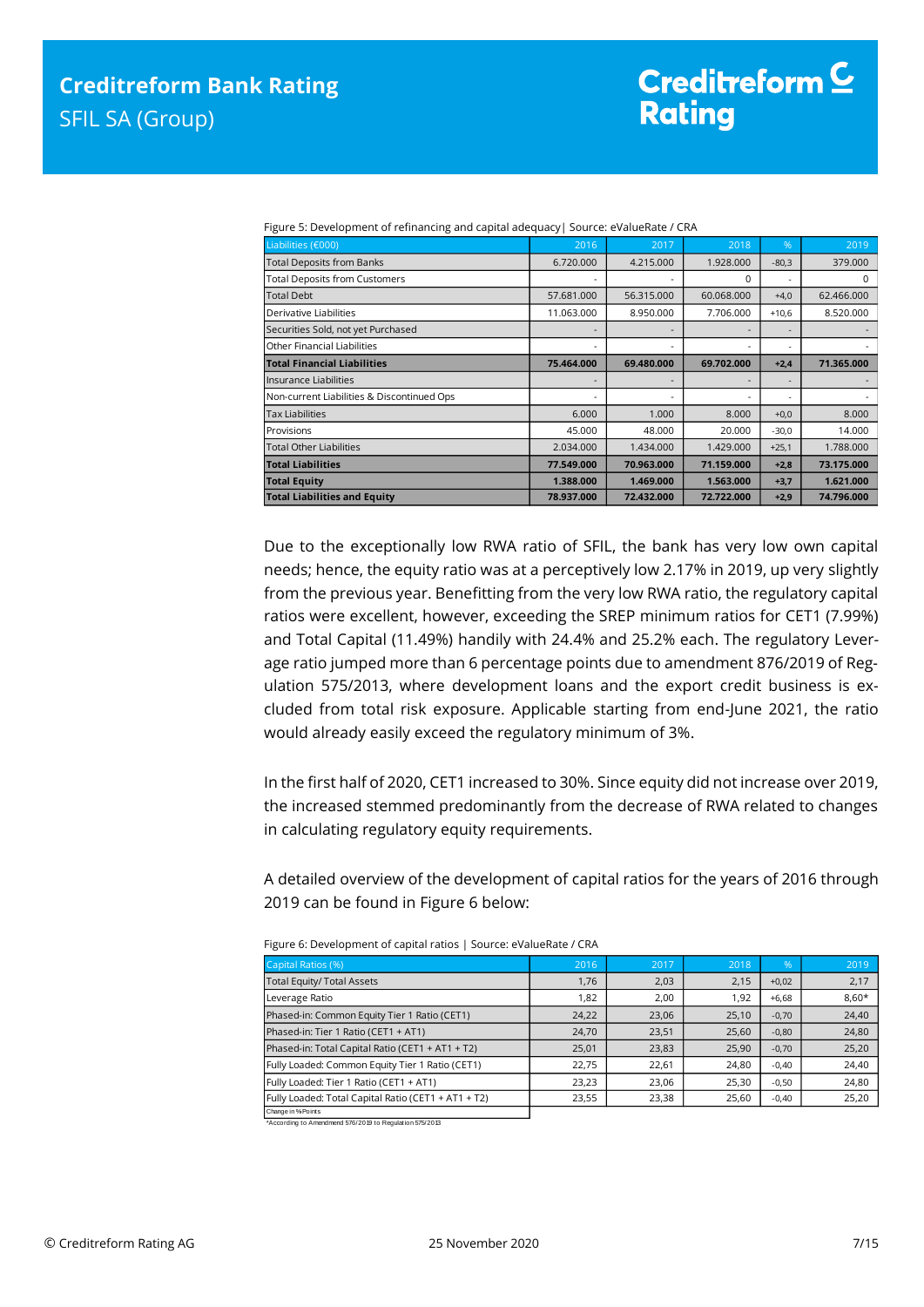Figure 5: Development of refinancing and capital adequacy| Source: eValueRate / CRA

| Liabilities (€000) | 2016 | 2017 | 2018 | % | 2019 |
|---|---|---|---|---|---|
| Total Deposits from Banks | 6.720.000 | 4.215.000 | 1.928.000 | -80,3 | 379.000 |
| Total Deposits from Customers | - | - | 0 | - | 0 |
| Total Debt | 57.681.000 | 56.315.000 | 60.068.000 | +4,0 | 62.466.000 |
| Derivative Liabilities | 11.063.000 | 8.950.000 | 7.706.000 | +10,6 | 8.520.000 |
| Securities Sold, not yet Purchased | - | - | - | - | - |
| Other Financial Liabilities | - | - | - | - | - |
| **Total Financial Liabilities** | **75.464.000** | **69.480.000** | **69.702.000** | **+2,4** | **71.365.000** |
| Insurance Liabilities | - | - | - | - | - |
| Non-current Liabilities & Discontinued Ops | - | - | - | - | - |
| Tax Liabilities | 6.000 | 1.000 | 8.000 | +0,0 | 8.000 |
| Provisions | 45.000 | 48.000 | 20.000 | -30,0 | 14.000 |
| Total Other Liabilities | 2.034.000 | 1.434.000 | 1.429.000 | +25,1 | 1.788.000 |
| **Total Liabilities** | **77.549.000** | **70.963.000** | **71.159.000** | **+2,8** | **73.175.000** |
| **Total Equity** | **1.388.000** | **1.469.000** | **1.563.000** | **+3,7** | **1.621.000** |
| **Total Liabilities and Equity** | **78.937.000** | **72.432.000** | **72.722.000** | **+2,9** | **74.796.000** |

Due to the exceptionally low RWA ratio of SFIL, the bank has very low own capital needs; hence, the equity ratio was at a perceptively low 2.17% in 2019, up very slightly from the previous year. Benefitting from the very low RWA ratio, the regulatory capital ratios were excellent, however, exceeding the SREP minimum ratios for CET1 (7.99%) and Total Capital (11.49%) handily with 24.4% and 25.2% each. The regulatory Leverage ratio jumped more than 6 percentage points due to amendment 876/2019 of Regulation 575/2013, where development loans and the export credit business is excluded from total risk exposure. Applicable starting from end-June 2021, the ratio would already easily exceed the regulatory minimum of 3%.

In the first half of 2020, CET1 increased to 30%. Since equity did not increase over 2019, the increased stemmed predominantly from the decrease of RWA related to changes in calculating regulatory equity requirements.

A detailed overview of the development of capital ratios for the years of 2016 through 2019 can be found in Figure 6 below:

Figure 6: Development of capital ratios | Source: eValueRate / CRA

| Capital Ratios (%) | 2016 | 2017 | 2018 | % | 2019 |
|---|---|---|---|---|---|
| Total Equity/ Total Assets | 1,76 | 2,03 | 2,15 | +0,02 | 2,17 |
| Leverage Ratio | 1,82 | 2,00 | 1,92 | +6,68 | 8,60* |
| Phased-in: Common Equity Tier 1 Ratio (CET1) | 24,22 | 23,06 | 25,10 | -0,70 | 24,40 |
| Phased-in: Tier 1 Ratio (CET1 + AT1) | 24,70 | 23,51 | 25,60 | -0,80 | 24,80 |
| Phased-in: Total Capital Ratio (CET1 + AT1 + T2) | 25,01 | 23,83 | 25,90 | -0,70 | 25,20 |
| Fully Loaded: Common Equity Tier 1 Ratio (CET1) | 22,75 | 22,61 | 24,80 | -0,40 | 24,40 |
| Fully Loaded: Tier 1 Ratio (CET1 + AT1) | 23,23 | 23,06 | 25,30 | -0,50 | 24,80 |
| Fully Loaded: Total Capital Ratio (CET1 + AT1 + T2) | 23,55 | 23,38 | 25,60 | -0,40 | 25,20 |

Change in %Points

*According to Amendment 576/2019 to Regulation 575/2013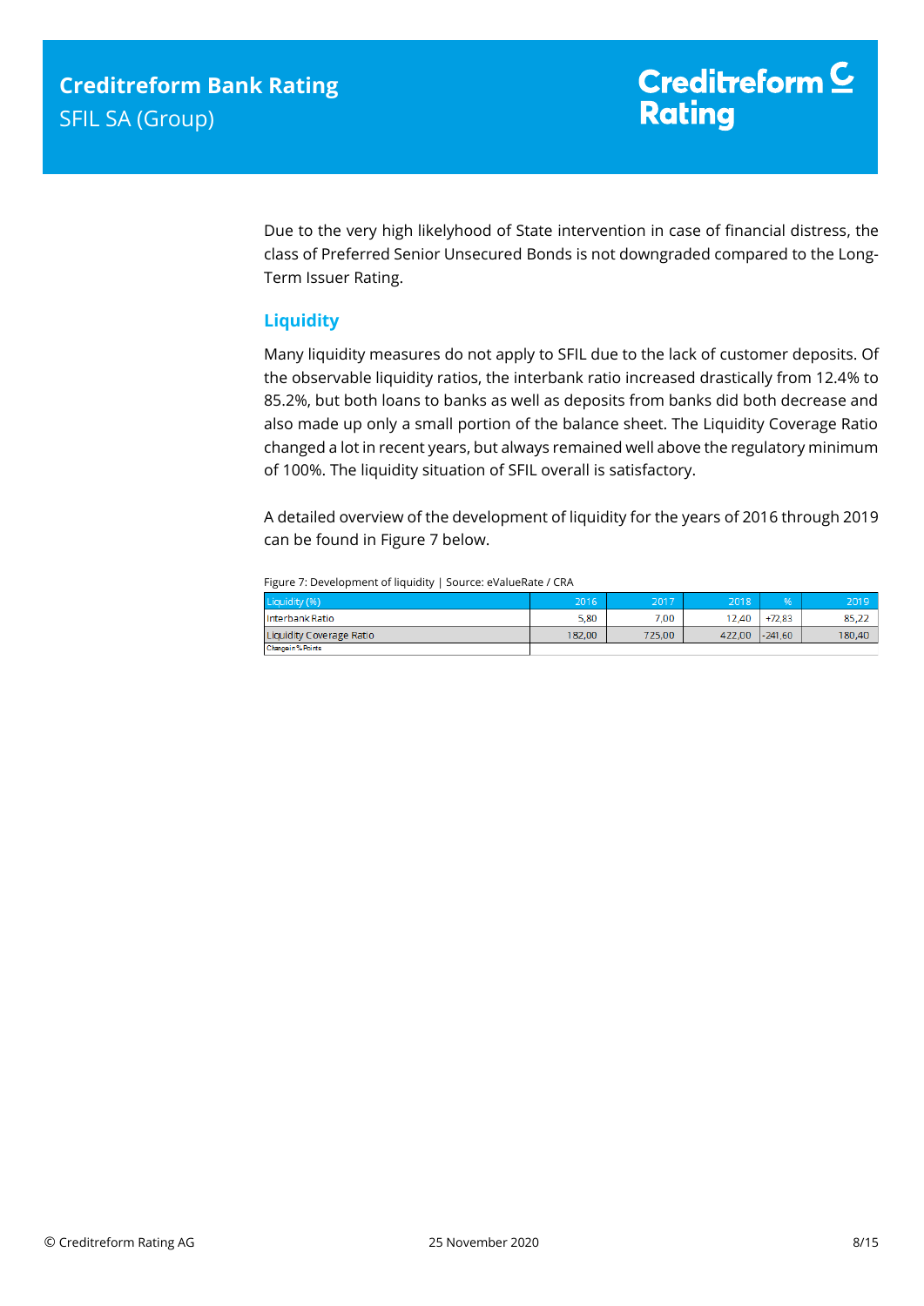Due to the very high likelyhood of State intervention in case of financial distress, the class of Preferred Senior Unsecured Bonds is not downgraded compared to the Long-Term Issuer Rating.

## Liquidity

Many liquidity measures do not apply to SFIL due to the lack of customer deposits. Of the observable liquidity ratios, the interbank ratio increased drastically from 12.4% to 85.2%, but both loans to banks as well as deposits from banks did both decrease and also made up only a small portion of the balance sheet. The Liquidity Coverage Ratio changed a lot in recent years, but always remained well above the regulatory minimum of 100%. The liquidity situation of SFIL overall is satisfactory.

A detailed overview of the development of liquidity for the years of 2016 through 2019 can be found in Figure 7 below.

Figure 7: Development of liquidity | Source: eValueRate / CRA

| Liquidity (%) | 2016 | 2017 | 2018 | % | 2019 |
|---|---|---|---|---|---|
| Interbank Ratio | 5,80 | 7,00 | 12,40 | +72,83 | 85,22 |
| Liquidity Coverage Ratio | 182,00 | 725,00 | 422,00 | -241,60 | 180,40 |
| Change in %-Points | | | | | |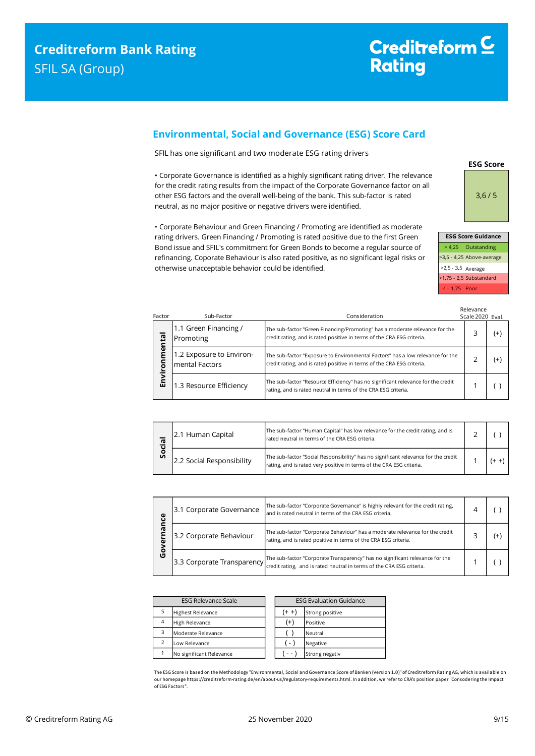## Environmental, Social and Governance (ESG) Score Card

SFIL has one significant and two moderate ESG rating drivers

• Corporate Governance is identified as a highly significant rating driver. The relevance for the credit rating results from the impact of the Corporate Governance factor on all other ESG factors and the overall well-being of the bank. This sub-factor is rated neutral, as no major positive or negative drivers were identified.

• Corporate Behaviour and Green Financing / Promoting are identified as moderate rating drivers. Green Financing / Promoting is rated positive due to the first Green Bond issue and SFIL's commitment for Green Bonds to become a regular source of refinancing. Coporate Behaviour is also rated positive, as no significant legal risks or otherwise unacceptable behavior could be identified.

**ESG Score**

3,6 / 5

| ESG Score Guidance | |
|---|---|
| > 4,25 | Outstanding |
| >3,5 - 4,25 | Above-average |
| >2,5 - 3,5 | Average |
| >1,75 - 2,5 | Substandard |
| < = 1,75 | Poor |

| Factor | Sub-Factor | Consideration | Relevance Scale 2020 | Eval. |
|---|---|---|---|---|
| Environmental | 1.1 Green Financing / Promoting | The sub-factor "Green Financing/Promoting" has a moderate relevance for the credit rating, and is rated positive in terms of the CRA ESG criteria. | 3 | (+) |
| | 1.2 Exposure to Environ-mental Factors | The sub-factor "Exposure to Environmental Factors" has a low relevance for the credit rating, and is rated positive in terms of the CRA ESG criteria. | 2 | (+) |
| | 1.3 Resource Efficiency | The sub-factor "Resource Efficiency" has no significant relevance for the credit rating, and is rated neutral in terms of the CRA ESG criteria. | 1 | ( ) |

| Factor | Sub-Factor | Consideration | Relevance Scale 2020 | Eval. |
|---|---|---|---|---|
| Social | 2.1 Human Capital | The sub-factor "Human Capital" has low relevance for the credit rating, and is rated neutral in terms of the CRA ESG criteria. | 2 | ( ) |
| | 2.2 Social Responsibility | The sub-factor "Social Responsibility" has no significant relevance for the credit rating, and is rated very positive in terms of the CRA ESG criteria. | 1 | (+ +) |

| Factor | Sub-Factor | Consideration | Relevance Scale 2020 | Eval. |
|---|---|---|---|---|
| Governance | 3.1 Corporate Governance | The sub-factor "Corporate Governance" is highly relevant for the credit rating, and is rated neutral in terms of the CRA ESG criteria. | 4 | ( ) |
| | 3.2 Corporate Behaviour | The sub-factor "Corporate Behaviour" has a moderate relevance for the credit rating, and is rated positive in terms of the CRA ESG criteria. | 3 | (+) |
| | 3.3 Corporate Transparency | The sub-factor "Corporate Transparency" has no significant relevance for the credit rating, and is rated neutral in terms of the CRA ESG criteria. | 1 | ( ) |

| ESG Relevance Scale | |
|---|---|
| 5 | Highest Relevance |
| 4 | High Relevance |
| 3 | Moderate Relevance |
| 2 | Low Relevance |
| 1 | No significant Relevance |

| ESG Evaluation Guidance | |
|---|---|
| (+ +) | Strong positive |
| (+) | Positive |
| ( ) | Neutral |
| ( - ) | Negative |
| ( - - ) | Strong negativ |

The ESG Score is based on the Methodology "Environmental, Social and Governance Score of Banken (Version 1.0)" of Creditreform Rating AG, which is available on our homepage https://creditreform-rating.de/en/about-us/regulatory-requirements.html. In addition, we refer to CRA's position paper "Consodering the Impact of ESG Factors".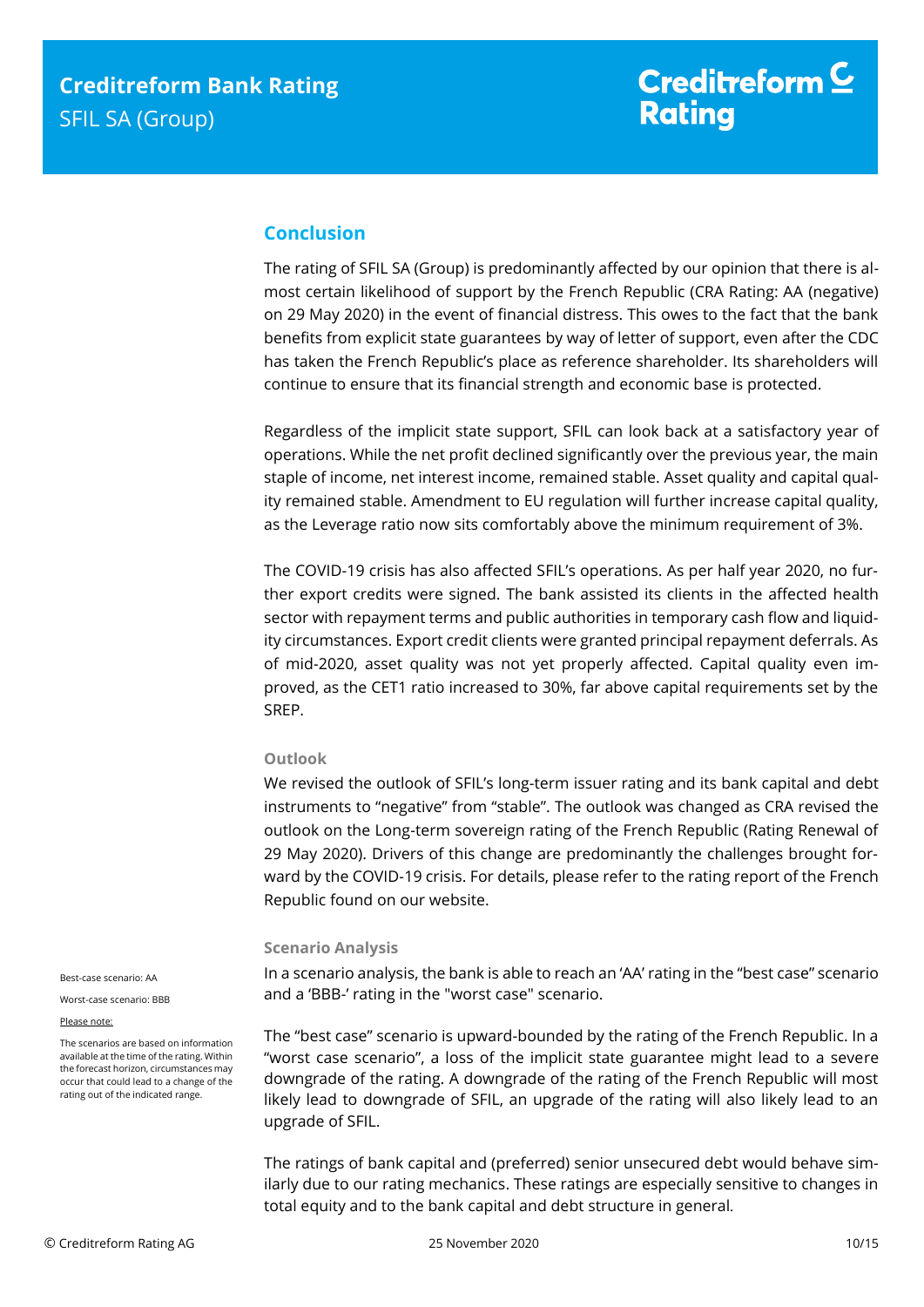## Conclusion

The rating of SFIL SA (Group) is predominantly affected by our opinion that there is almost certain likelihood of support by the French Republic (CRA Rating: AA (negative) on 29 May 2020) in the event of financial distress. This owes to the fact that the bank benefits from explicit state guarantees by way of letter of support, even after the CDC has taken the French Republic's place as reference shareholder. Its shareholders will continue to ensure that its financial strength and economic base is protected.

Regardless of the implicit state support, SFIL can look back at a satisfactory year of operations. While the net profit declined significantly over the previous year, the main staple of income, net interest income, remained stable. Asset quality and capital quality remained stable. Amendment to EU regulation will further increase capital quality, as the Leverage ratio now sits comfortably above the minimum requirement of 3%.

The COVID-19 crisis has also affected SFIL's operations. As per half year 2020, no further export credits were signed. The bank assisted its clients in the affected health sector with repayment terms and public authorities in temporary cash flow and liquidity circumstances. Export credit clients were granted principal repayment deferrals. As of mid-2020, asset quality was not yet properly affected. Capital quality even improved, as the CET1 ratio increased to 30%, far above capital requirements set by the SREP.

### Outlook

We revised the outlook of SFIL's long-term issuer rating and its bank capital and debt instruments to "negative" from "stable". The outlook was changed as CRA revised the outlook on the Long-term sovereign rating of the French Republic (Rating Renewal of 29 May 2020). Drivers of this change are predominantly the challenges brought forward by the COVID-19 crisis. For details, please refer to the rating report of the French Republic found on our website.

### Scenario Analysis

Best-case scenario: AA

Worst-case scenario: BBB

Please note:

The scenarios are based on information available at the time of the rating. Within the forecast horizon, circumstances may occur that could lead to a change of the rating out of the indicated range.

In a scenario analysis, the bank is able to reach an 'AA' rating in the "best case" scenario and a 'BBB-' rating in the "worst case" scenario.

The "best case" scenario is upward-bounded by the rating of the French Republic. In a "worst case scenario", a loss of the implicit state guarantee might lead to a severe downgrade of the rating. A downgrade of the rating of the French Republic will most likely lead to downgrade of SFIL, an upgrade of the rating will also likely lead to an upgrade of SFIL.

The ratings of bank capital and (preferred) senior unsecured debt would behave similarly due to our rating mechanics. These ratings are especially sensitive to changes in total equity and to the bank capital and debt structure in general.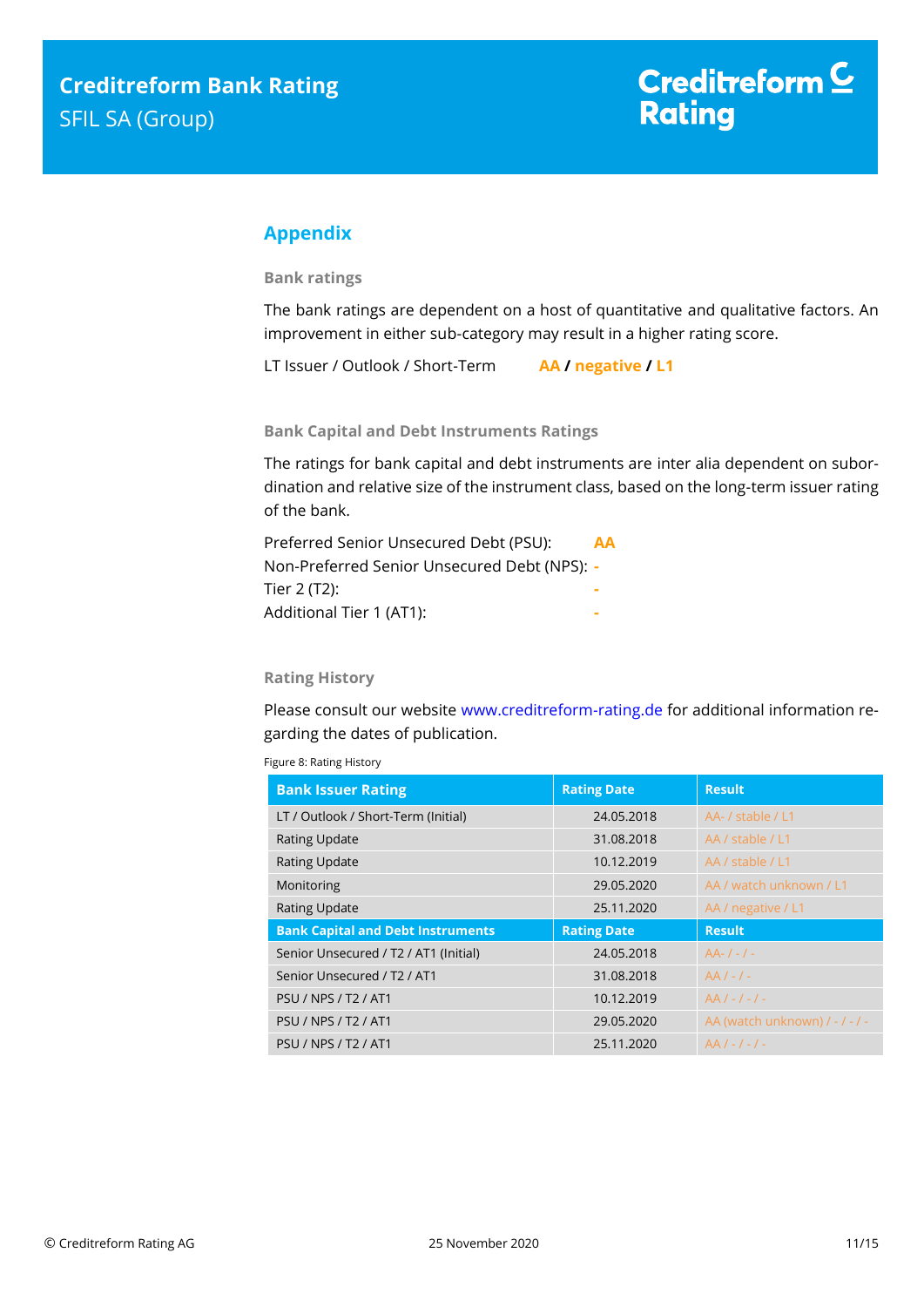## Appendix

### Bank ratings

The bank ratings are dependent on a host of quantitative and qualitative factors. An improvement in either sub-category may result in a higher rating score.

LT Issuer / Outlook / Short-Term **AA / negative / L1**

### Bank Capital and Debt Instruments Ratings

The ratings for bank capital and debt instruments are inter alia dependent on subordination and relative size of the instrument class, based on the long-term issuer rating of the bank.

Preferred Senior Unsecured Debt (PSU): **AA**
Non-Preferred Senior Unsecured Debt (NPS): **-**
Tier 2 (T2): **-**
Additional Tier 1 (AT1): **-**

### Rating History

Please consult our website www.creditreform-rating.de for additional information regarding the dates of publication.

Figure 8: Rating History

| Bank Issuer Rating | Rating Date | Result |
|---|---|---|
| LT / Outlook / Short-Term (Initial) | 24.05.2018 | AA- / stable / L1 |
| Rating Update | 31.08.2018 | AA / stable / L1 |
| Rating Update | 10.12.2019 | AA / stable / L1 |
| Monitoring | 29.05.2020 | AA / watch unknown / L1 |
| Rating Update | 25.11.2020 | AA / negative / L1 |
| **Bank Capital and Debt Instruments** | **Rating Date** | **Result** |
| Senior Unsecured / T2 / AT1 (Initial) | 24.05.2018 | AA- / - / - |
| Senior Unsecured / T2 / AT1 | 31.08.2018 | AA / - / - |
| PSU / NPS / T2 / AT1 | 10.12.2019 | AA / - / - / - |
| PSU / NPS / T2 / AT1 | 29.05.2020 | AA (watch unknown) / - / - / - |
| PSU / NPS / T2 / AT1 | 25.11.2020 | AA / - / - / - |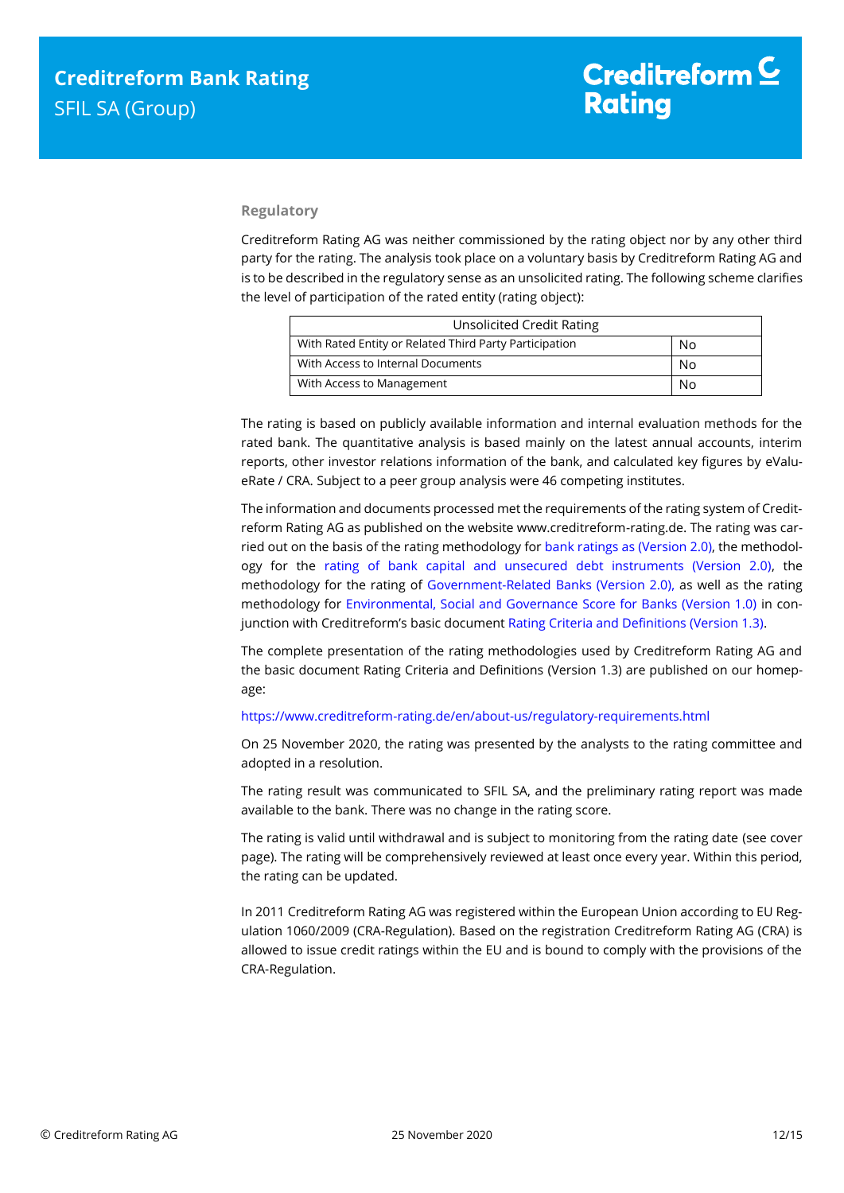### Regulatory

Creditreform Rating AG was neither commissioned by the rating object nor by any other third party for the rating. The analysis took place on a voluntary basis by Creditreform Rating AG and is to be described in the regulatory sense as an unsolicited rating. The following scheme clarifies the level of participation of the rated entity (rating object):

| Unsolicited Credit Rating | |
|---|---|
| With Rated Entity or Related Third Party Participation | No |
| With Access to Internal Documents | No |
| With Access to Management | No |

The rating is based on publicly available information and internal evaluation methods for the rated bank. The quantitative analysis is based mainly on the latest annual accounts, interim reports, other investor relations information of the bank, and calculated key figures by eValueRate / CRA. Subject to a peer group analysis were 46 competing institutes.

The information and documents processed met the requirements of the rating system of Creditreform Rating AG as published on the website www.creditreform-rating.de. The rating was carried out on the basis of the rating methodology for bank ratings as (Version 2.0), the methodology for the rating of bank capital and unsecured debt instruments (Version 2.0), the methodology for the rating of Government-Related Banks (Version 2.0), as well as the rating methodology for Environmental, Social and Governance Score for Banks (Version 1.0) in conjunction with Creditreform's basic document Rating Criteria and Definitions (Version 1.3).

The complete presentation of the rating methodologies used by Creditreform Rating AG and the basic document Rating Criteria and Definitions (Version 1.3) are published on our homepage:

https://www.creditreform-rating.de/en/about-us/regulatory-requirements.html

On 25 November 2020, the rating was presented by the analysts to the rating committee and adopted in a resolution.

The rating result was communicated to SFIL SA, and the preliminary rating report was made available to the bank. There was no change in the rating score.

The rating is valid until withdrawal and is subject to monitoring from the rating date (see cover page). The rating will be comprehensively reviewed at least once every year. Within this period, the rating can be updated.

In 2011 Creditreform Rating AG was registered within the European Union according to EU Regulation 1060/2009 (CRA-Regulation). Based on the registration Creditreform Rating AG (CRA) is allowed to issue credit ratings within the EU and is bound to comply with the provisions of the CRA-Regulation.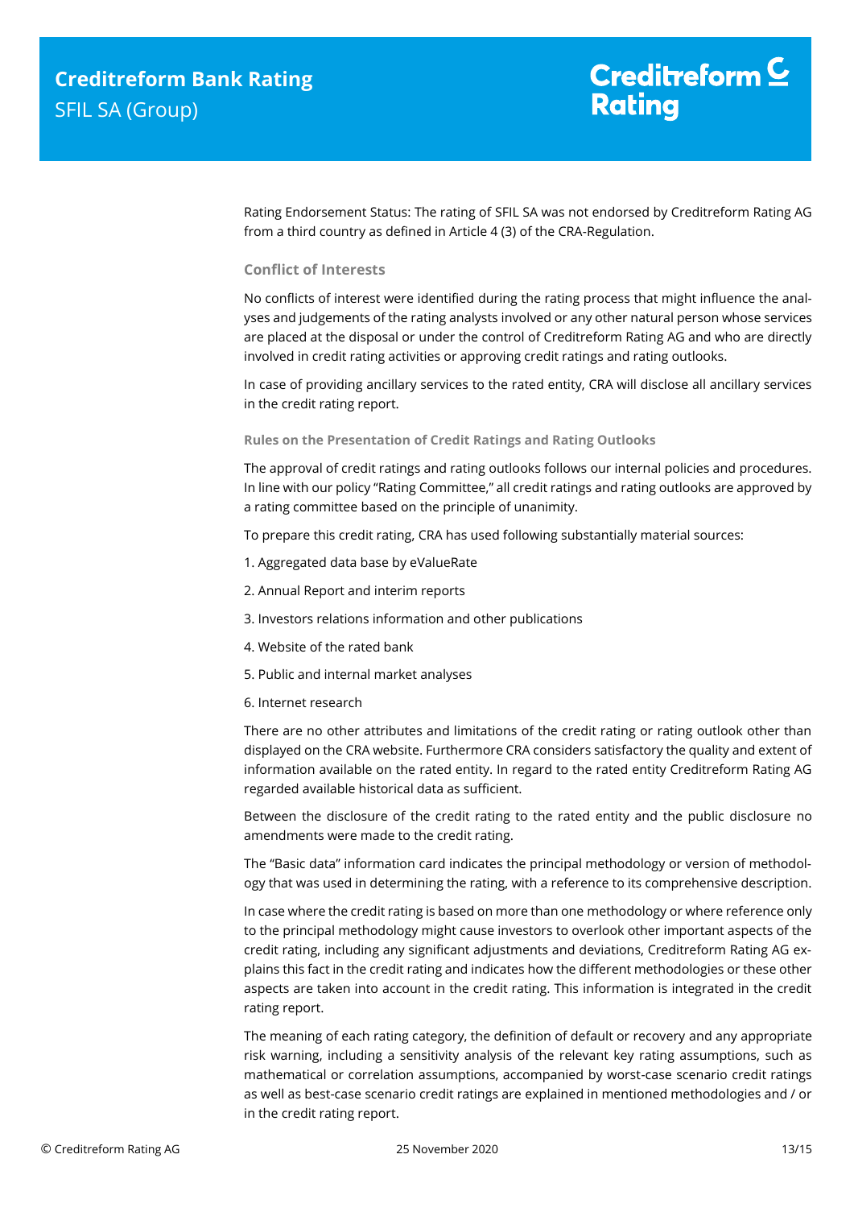Rating Endorsement Status: The rating of SFIL SA was not endorsed by Creditreform Rating AG from a third country as defined in Article 4 (3) of the CRA-Regulation.

### Conflict of Interests

No conflicts of interest were identified during the rating process that might influence the analyses and judgements of the rating analysts involved or any other natural person whose services are placed at the disposal or under the control of Creditreform Rating AG and who are directly involved in credit rating activities or approving credit ratings and rating outlooks.

In case of providing ancillary services to the rated entity, CRA will disclose all ancillary services in the credit rating report.

#### Rules on the Presentation of Credit Ratings and Rating Outlooks

The approval of credit ratings and rating outlooks follows our internal policies and procedures. In line with our policy "Rating Committee," all credit ratings and rating outlooks are approved by a rating committee based on the principle of unanimity.

To prepare this credit rating, CRA has used following substantially material sources:

1. Aggregated data base by eValueRate
2. Annual Report and interim reports
3. Investors relations information and other publications
4. Website of the rated bank
5. Public and internal market analyses
6. Internet research

There are no other attributes and limitations of the credit rating or rating outlook other than displayed on the CRA website. Furthermore CRA considers satisfactory the quality and extent of information available on the rated entity. In regard to the rated entity Creditreform Rating AG regarded available historical data as sufficient.

Between the disclosure of the credit rating to the rated entity and the public disclosure no amendments were made to the credit rating.

The "Basic data" information card indicates the principal methodology or version of methodology that was used in determining the rating, with a reference to its comprehensive description.

In case where the credit rating is based on more than one methodology or where reference only to the principal methodology might cause investors to overlook other important aspects of the credit rating, including any significant adjustments and deviations, Creditreform Rating AG explains this fact in the credit rating and indicates how the different methodologies or these other aspects are taken into account in the credit rating. This information is integrated in the credit rating report.

The meaning of each rating category, the definition of default or recovery and any appropriate risk warning, including a sensitivity analysis of the relevant key rating assumptions, such as mathematical or correlation assumptions, accompanied by worst-case scenario credit ratings as well as best-case scenario credit ratings are explained in mentioned methodologies and / or in the credit rating report.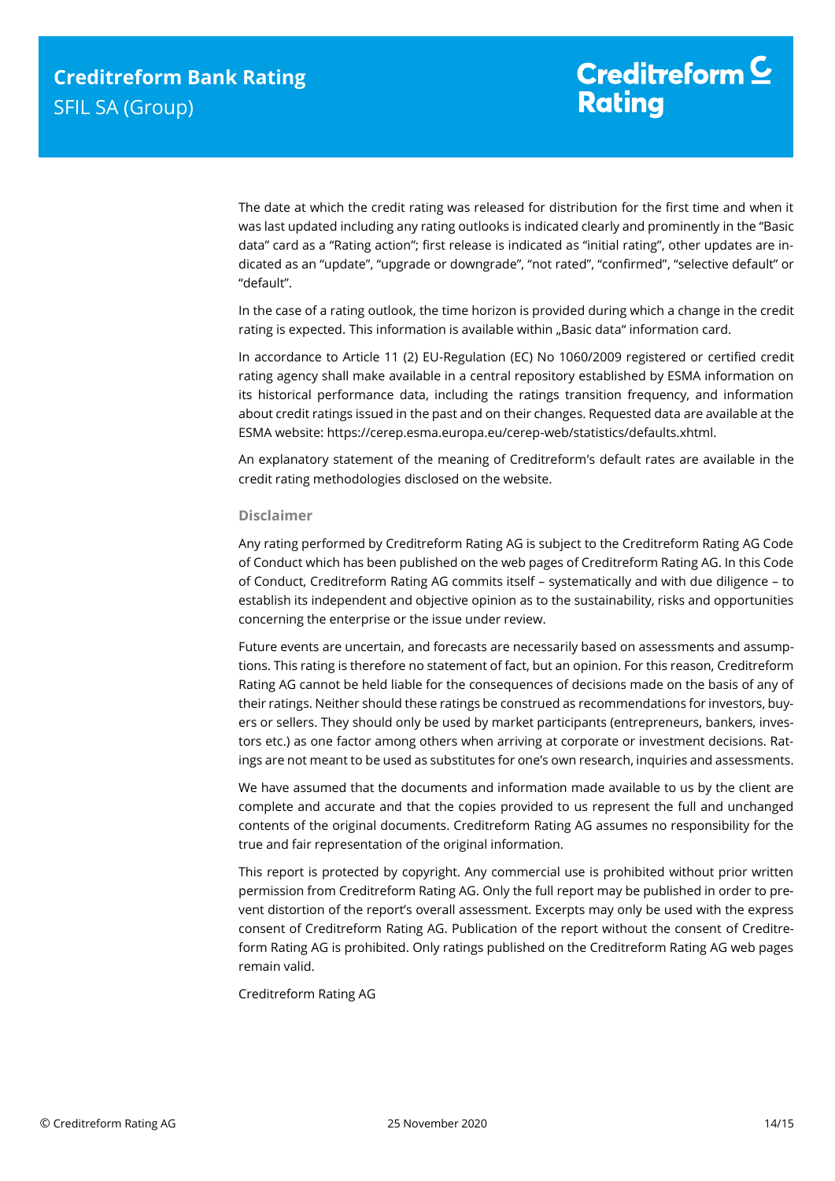The date at which the credit rating was released for distribution for the first time and when it was last updated including any rating outlooks is indicated clearly and prominently in the "Basic data" card as a "Rating action"; first release is indicated as "initial rating", other updates are indicated as an "update", "upgrade or downgrade", "not rated", "confirmed", "selective default" or "default".

In the case of a rating outlook, the time horizon is provided during which a change in the credit rating is expected. This information is available within „Basic data" information card.

In accordance to Article 11 (2) EU-Regulation (EC) No 1060/2009 registered or certified credit rating agency shall make available in a central repository established by ESMA information on its historical performance data, including the ratings transition frequency, and information about credit ratings issued in the past and on their changes. Requested data are available at the ESMA website: https://cerep.esma.europa.eu/cerep-web/statistics/defaults.xhtml.

An explanatory statement of the meaning of Creditreform's default rates are available in the credit rating methodologies disclosed on the website.

### Disclaimer

Any rating performed by Creditreform Rating AG is subject to the Creditreform Rating AG Code of Conduct which has been published on the web pages of Creditreform Rating AG. In this Code of Conduct, Creditreform Rating AG commits itself – systematically and with due diligence – to establish its independent and objective opinion as to the sustainability, risks and opportunities concerning the enterprise or the issue under review.

Future events are uncertain, and forecasts are necessarily based on assessments and assumptions. This rating is therefore no statement of fact, but an opinion. For this reason, Creditreform Rating AG cannot be held liable for the consequences of decisions made on the basis of any of their ratings. Neither should these ratings be construed as recommendations for investors, buyers or sellers. They should only be used by market participants (entrepreneurs, bankers, investors etc.) as one factor among others when arriving at corporate or investment decisions. Ratings are not meant to be used as substitutes for one's own research, inquiries and assessments.

We have assumed that the documents and information made available to us by the client are complete and accurate and that the copies provided to us represent the full and unchanged contents of the original documents. Creditreform Rating AG assumes no responsibility for the true and fair representation of the original information.

This report is protected by copyright. Any commercial use is prohibited without prior written permission from Creditreform Rating AG. Only the full report may be published in order to prevent distortion of the report's overall assessment. Excerpts may only be used with the express consent of Creditreform Rating AG. Publication of the report without the consent of Creditreform Rating AG is prohibited. Only ratings published on the Creditreform Rating AG web pages remain valid.

Creditreform Rating AG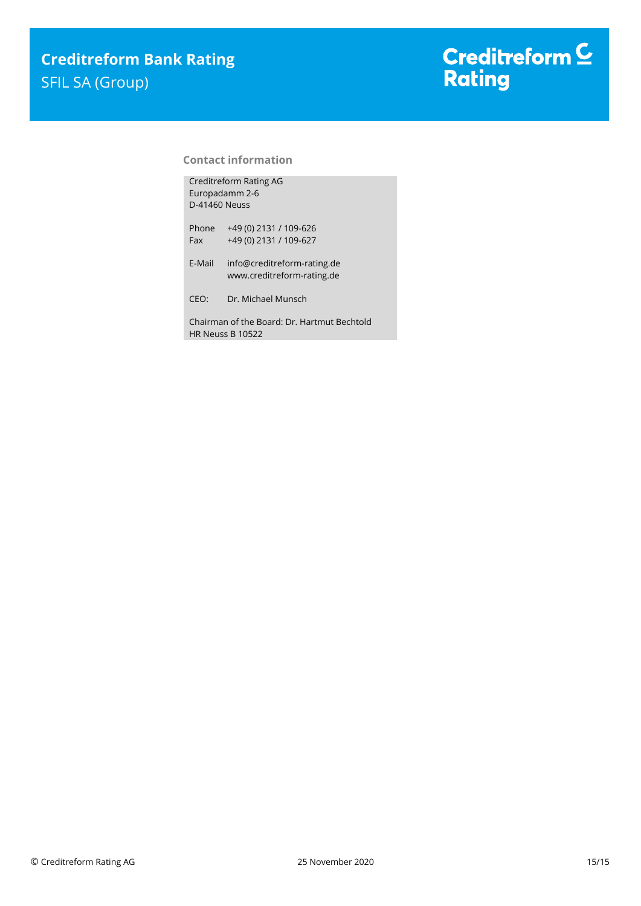#### Contact information

Creditreform Rating AG
Europadamm 2-6
D-41460 Neuss

Phone +49 (0) 2131 / 109-626
Fax +49 (0) 2131 / 109-627

E-Mail info@creditreform-rating.de
www.creditreform-rating.de

CEO: Dr. Michael Munsch

Chairman of the Board: Dr. Hartmut Bechtold
HR Neuss B 10522